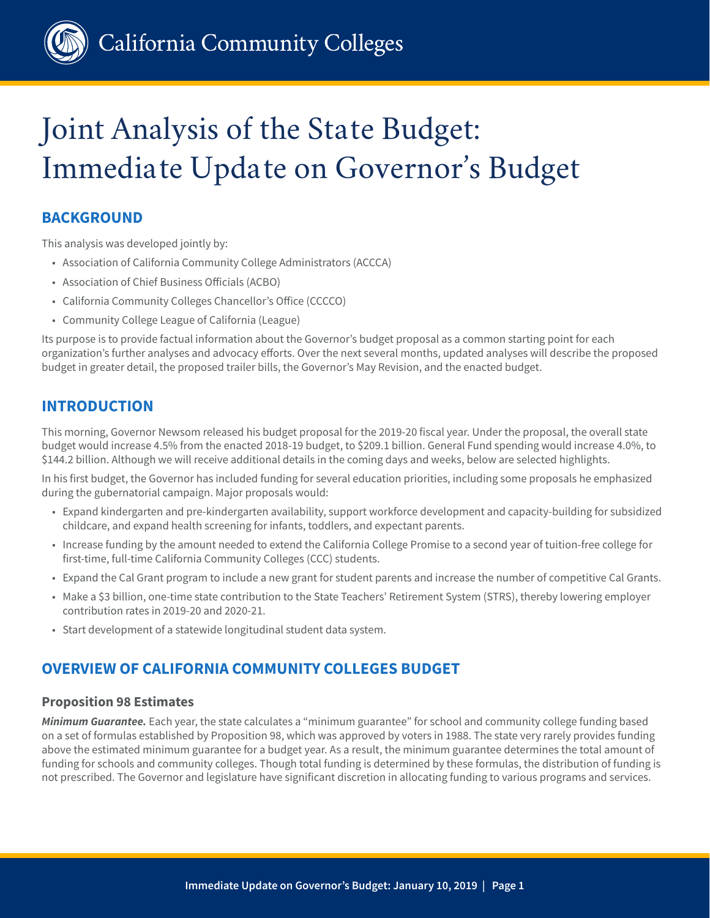# Joint Analysis of the State Budget: Immediate Update on Governor's Budget

## BACKGROUND

This analysis was developed jointly by:

- Association of California Community College Administrators (ACCCA)
- Association of Chief Business Officials (ACBO)
- California Community Colleges Chancellor's Office (CCCCO)
- Community College League of California (League)

Its purpose is to provide factual information about the Governor's budget proposal as a common starting point for each organization's further analyses and advocacy efforts. Over the next several months, updated analyses will describe the proposed budget in greater detail, the proposed trailer bills, the Governor's May Revision, and the enacted budget.

## INTRODUCTION

This morning, Governor Newsom released his budget proposal for the 2019-20 fiscal year. Under the proposal, the overall state budget would increase 4.5% from the enacted 2018-19 budget, to $209.1 billion. General Fund spending would increase 4.0%, to $144.2 billion. Although we will receive additional details in the coming days and weeks, below are selected highlights.

In his first budget, the Governor has included funding for several education priorities, including some proposals he emphasized during the gubernatorial campaign. Major proposals would:

- Expand kindergarten and pre-kindergarten availability, support workforce development and capacity-building for subsidized childcare, and expand health screening for infants, toddlers, and expectant parents.
- Increase funding by the amount needed to extend the California College Promise to a second year of tuition-free college for first-time, full-time California Community Colleges (CCC) students.
- Expand the Cal Grant program to include a new grant for student parents and increase the number of competitive Cal Grants.
- Make a $3 billion, one-time state contribution to the State Teachers' Retirement System (STRS), thereby lowering employer contribution rates in 2019-20 and 2020-21.
- Start development of a statewide longitudinal student data system.

## OVERVIEW OF CALIFORNIA COMMUNITY COLLEGES BUDGET

### Proposition 98 Estimates

***Minimum Guarantee.*** Each year, the state calculates a "minimum guarantee" for school and community college funding based on a set of formulas established by Proposition 98, which was approved by voters in 1988. The state very rarely provides funding above the estimated minimum guarantee for a budget year. As a result, the minimum guarantee determines the total amount of funding for schools and community colleges. Though total funding is determined by these formulas, the distribution of funding is not prescribed. The Governor and legislature have significant discretion in allocating funding to various programs and services.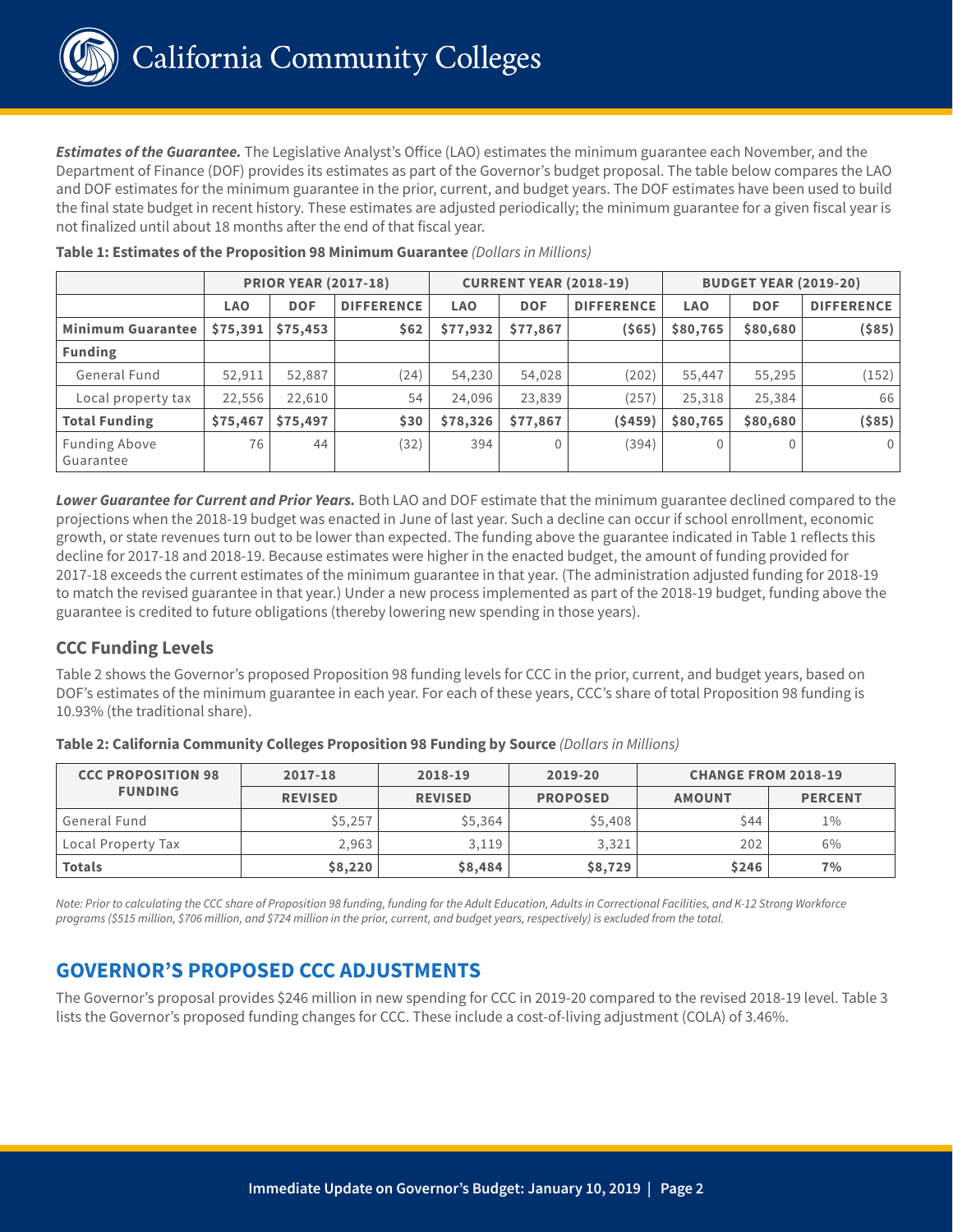***Estimates of the Guarantee.*** The Legislative Analyst's Office (LAO) estimates the minimum guarantee each November, and the Department of Finance (DOF) provides its estimates as part of the Governor's budget proposal. The table below compares the LAO and DOF estimates for the minimum guarantee in the prior, current, and budget years. The DOF estimates have been used to build the final state budget in recent history. These estimates are adjusted periodically; the minimum guarantee for a given fiscal year is not finalized until about 18 months after the end of that fiscal year.

**Table 1: Estimates of the Proposition 98 Minimum Guarantee** *(Dollars in Millions)*

| | PRIOR YEAR (2017-18) | | | CURRENT YEAR (2018-19) | | | BUDGET YEAR (2019-20) | | |
|---|---|---|---|---|---|---|---|---|---|
| | LAO | DOF | DIFFERENCE | LAO | DOF | DIFFERENCE | LAO | DOF | DIFFERENCE |
| **Minimum Guarantee** | **$75,391** | **$75,453** | **$62** | **$77,932** | **$77,867** | **($65)** | **$80,765** | **$80,680** | **($85)** |
| **Funding** | | | | | | | | | |
| General Fund | 52,911 | 52,887 | (24) | 54,230 | 54,028 | (202) | 55,447 | 55,295 | (152) |
| Local property tax | 22,556 | 22,610 | 54 | 24,096 | 23,839 | (257) | 25,318 | 25,384 | 66 |
| **Total Funding** | **$75,467** | **$75,497** | **$30** | **$78,326** | **$77,867** | **($459)** | **$80,765** | **$80,680** | **($85)** |
| Funding Above Guarantee | 76 | 44 | (32) | 394 | 0 | (394) | 0 | 0 | 0 |

***Lower Guarantee for Current and Prior Years.*** Both LAO and DOF estimate that the minimum guarantee declined compared to the projections when the 2018-19 budget was enacted in June of last year. Such a decline can occur if school enrollment, economic growth, or state revenues turn out to be lower than expected. The funding above the guarantee indicated in Table 1 reflects this decline for 2017-18 and 2018-19. Because estimates were higher in the enacted budget, the amount of funding provided for 2017-18 exceeds the current estimates of the minimum guarantee in that year. (The administration adjusted funding for 2018-19 to match the revised guarantee in that year.) Under a new process implemented as part of the 2018-19 budget, funding above the guarantee is credited to future obligations (thereby lowering new spending in those years).

## CCC Funding Levels

Table 2 shows the Governor's proposed Proposition 98 funding levels for CCC in the prior, current, and budget years, based on DOF's estimates of the minimum guarantee in each year. For each of these years, CCC's share of total Proposition 98 funding is 10.93% (the traditional share).

**Table 2: California Community Colleges Proposition 98 Funding by Source** *(Dollars in Millions)*

| CCC PROPOSITION 98 FUNDING | 2017-18 | 2018-19 | 2019-20 | CHANGE FROM 2018-19 | |
|---|---|---|---|---|---|
| | REVISED | REVISED | PROPOSED | AMOUNT | PERCENT |
| General Fund | $5,257 | $5,364 | $5,408 | $44 | 1% |
| Local Property Tax | 2,963 | 3,119 | 3,321 | 202 | 6% |
| **Totals** | **$8,220** | **$8,484** | **$8,729** | **$246** | **7%** |

*Note: Prior to calculating the CCC share of Proposition 98 funding, funding for the Adult Education, Adults in Correctional Facilities, and K-12 Strong Workforce programs ($515 million, $706 million, and $724 million in the prior, current, and budget years, respectively) is excluded from the total.*

## GOVERNOR'S PROPOSED CCC ADJUSTMENTS

The Governor's proposal provides $246 million in new spending for CCC in 2019-20 compared to the revised 2018-19 level. Table 3 lists the Governor's proposed funding changes for CCC. These include a cost-of-living adjustment (COLA) of 3.46%.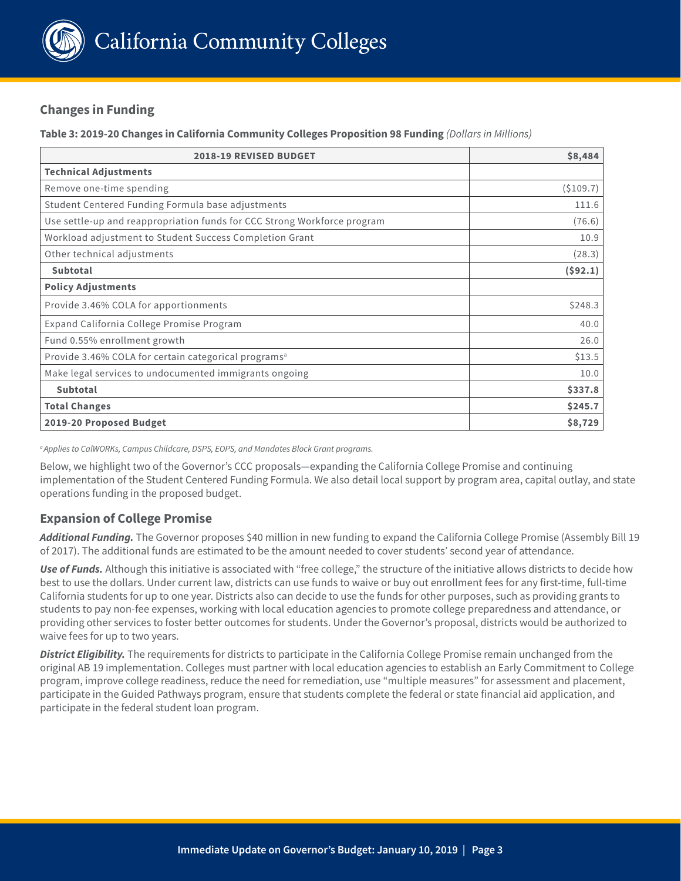## Changes in Funding

**Table 3: 2019-20 Changes in California Community Colleges Proposition 98 Funding** *(Dollars in Millions)*

| 2018-19 REVISED BUDGET | $8,484 |
|---|---:|
| **Technical Adjustments** | |
| Remove one-time spending | ($109.7) |
| Student Centered Funding Formula base adjustments | 111.6 |
| Use settle-up and reappropriation funds for CCC Strong Workforce program | (76.6) |
| Workload adjustment to Student Success Completion Grant | 10.9 |
| Other technical adjustments | (28.3) |
| **Subtotal** | **($92.1)** |
| **Policy Adjustments** | |
| Provide 3.46% COLA for apportionments | $248.3 |
| Expand California College Promise Program | 40.0 |
| Fund 0.55% enrollment growth | 26.0 |
| Provide 3.46% COLA for certain categorical programs[a] | $13.5 |
| Make legal services to undocumented immigrants ongoing | 10.0 |
| **Subtotal** | **$337.8** |
| **Total Changes** | **$245.7** |
| **2019-20 Proposed Budget** | **$8,729** |

[a] *Applies to CalWORKs, Campus Childcare, DSPS, EOPS, and Mandates Block Grant programs.*

Below, we highlight two of the Governor's CCC proposals—expanding the California College Promise and continuing implementation of the Student Centered Funding Formula. We also detail local support by program area, capital outlay, and state operations funding in the proposed budget.

## Expansion of College Promise

***Additional Funding.*** The Governor proposes $40 million in new funding to expand the California College Promise (Assembly Bill 19 of 2017). The additional funds are estimated to be the amount needed to cover students' second year of attendance.

***Use of Funds.*** Although this initiative is associated with "free college," the structure of the initiative allows districts to decide how best to use the dollars. Under current law, districts can use funds to waive or buy out enrollment fees for any first-time, full-time California students for up to one year. Districts also can decide to use the funds for other purposes, such as providing grants to students to pay non-fee expenses, working with local education agencies to promote college preparedness and attendance, or providing other services to foster better outcomes for students. Under the Governor's proposal, districts would be authorized to waive fees for up to two years.

***District Eligibility.*** The requirements for districts to participate in the California College Promise remain unchanged from the original AB 19 implementation. Colleges must partner with local education agencies to establish an Early Commitment to College program, improve college readiness, reduce the need for remediation, use "multiple measures" for assessment and placement, participate in the Guided Pathways program, ensure that students complete the federal or state financial aid application, and participate in the federal student loan program.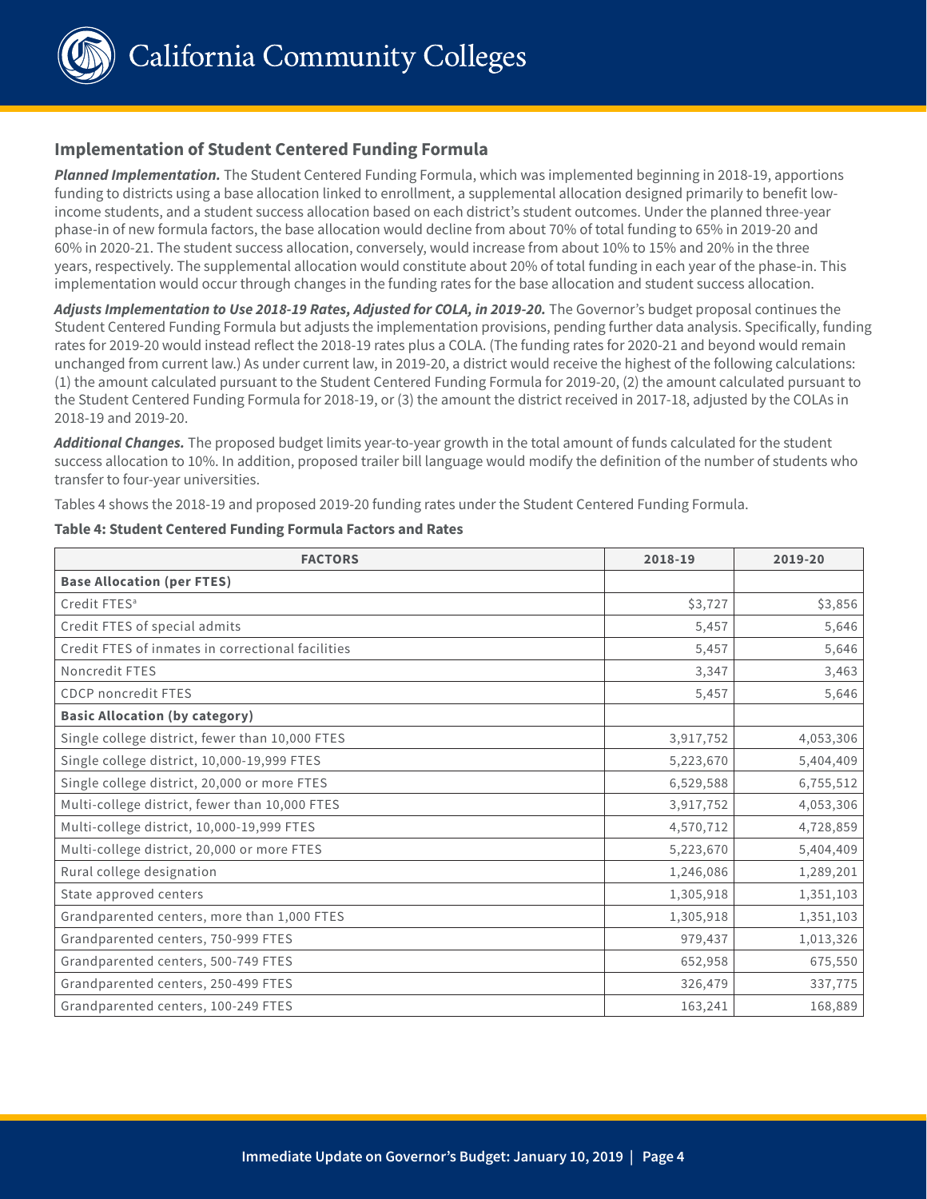## Implementation of Student Centered Funding Formula

***Planned Implementation.*** The Student Centered Funding Formula, which was implemented beginning in 2018-19, apportions funding to districts using a base allocation linked to enrollment, a supplemental allocation designed primarily to benefit low-income students, and a student success allocation based on each district's student outcomes. Under the planned three-year phase-in of new formula factors, the base allocation would decline from about 70% of total funding to 65% in 2019-20 and 60% in 2020-21. The student success allocation, conversely, would increase from about 10% to 15% and 20% in the three years, respectively. The supplemental allocation would constitute about 20% of total funding in each year of the phase-in. This implementation would occur through changes in the funding rates for the base allocation and student success allocation.

***Adjusts Implementation to Use 2018-19 Rates, Adjusted for COLA, in 2019-20.*** The Governor's budget proposal continues the Student Centered Funding Formula but adjusts the implementation provisions, pending further data analysis. Specifically, funding rates for 2019-20 would instead reflect the 2018-19 rates plus a COLA. (The funding rates for 2020-21 and beyond would remain unchanged from current law.) As under current law, in 2019-20, a district would receive the highest of the following calculations: (1) the amount calculated pursuant to the Student Centered Funding Formula for 2019-20, (2) the amount calculated pursuant to the Student Centered Funding Formula for 2018-19, or (3) the amount the district received in 2017-18, adjusted by the COLAs in 2018-19 and 2019-20.

***Additional Changes.*** The proposed budget limits year-to-year growth in the total amount of funds calculated for the student success allocation to 10%. In addition, proposed trailer bill language would modify the definition of the number of students who transfer to four-year universities.

Tables 4 shows the 2018-19 and proposed 2019-20 funding rates under the Student Centered Funding Formula.

**Table 4: Student Centered Funding Formula Factors and Rates**

| FACTORS | 2018-19 | 2019-20 |
|---|---|---|
| **Base Allocation (per FTES)** | | |
| Credit FTES[a] | $3,727 | $3,856 |
| Credit FTES of special admits | 5,457 | 5,646 |
| Credit FTES of inmates in correctional facilities | 5,457 | 5,646 |
| Noncredit FTES | 3,347 | 3,463 |
| CDCP noncredit FTES | 5,457 | 5,646 |
| **Basic Allocation (by category)** | | |
| Single college district, fewer than 10,000 FTES | 3,917,752 | 4,053,306 |
| Single college district, 10,000-19,999 FTES | 5,223,670 | 5,404,409 |
| Single college district, 20,000 or more FTES | 6,529,588 | 6,755,512 |
| Multi-college district, fewer than 10,000 FTES | 3,917,752 | 4,053,306 |
| Multi-college district, 10,000-19,999 FTES | 4,570,712 | 4,728,859 |
| Multi-college district, 20,000 or more FTES | 5,223,670 | 5,404,409 |
| Rural college designation | 1,246,086 | 1,289,201 |
| State approved centers | 1,305,918 | 1,351,103 |
| Grandparented centers, more than 1,000 FTES | 1,305,918 | 1,351,103 |
| Grandparented centers, 750-999 FTES | 979,437 | 1,013,326 |
| Grandparented centers, 500-749 FTES | 652,958 | 675,550 |
| Grandparented centers, 250-499 FTES | 326,479 | 337,775 |
| Grandparented centers, 100-249 FTES | 163,241 | 168,889 |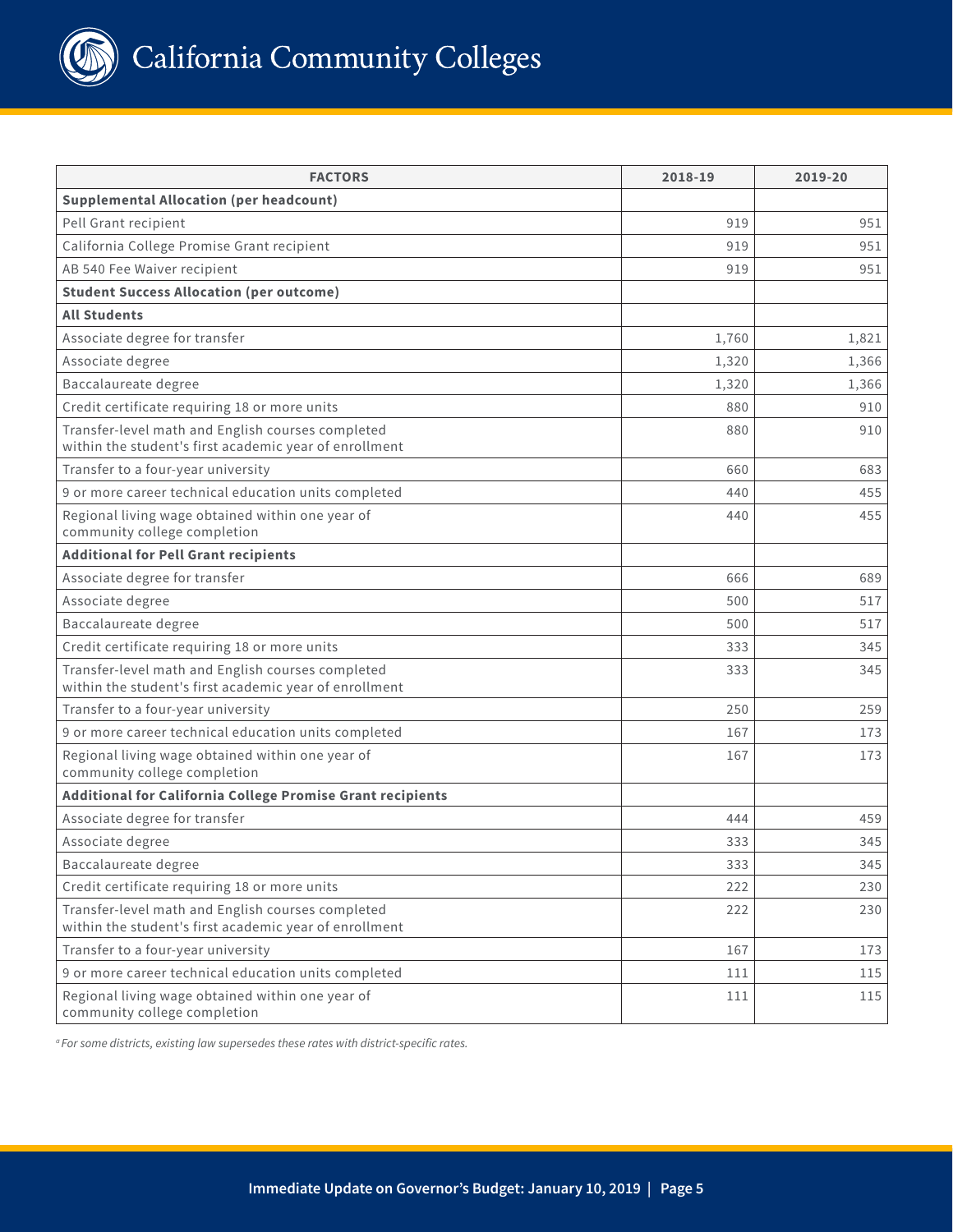| FACTORS | 2018-19 | 2019-20 |
|---|---|---|
| **Supplemental Allocation (per headcount)** | | |
| Pell Grant recipient | 919 | 951 |
| California College Promise Grant recipient | 919 | 951 |
| AB 540 Fee Waiver recipient | 919 | 951 |
| **Student Success Allocation (per outcome)** | | |
| **All Students** | | |
| Associate degree for transfer | 1,760 | 1,821 |
| Associate degree | 1,320 | 1,366 |
| Baccalaureate degree | 1,320 | 1,366 |
| Credit certificate requiring 18 or more units | 880 | 910 |
| Transfer-level math and English courses completed within the student's first academic year of enrollment | 880 | 910 |
| Transfer to a four-year university | 660 | 683 |
| 9 or more career technical education units completed | 440 | 455 |
| Regional living wage obtained within one year of community college completion | 440 | 455 |
| **Additional for Pell Grant recipients** | | |
| Associate degree for transfer | 666 | 689 |
| Associate degree | 500 | 517 |
| Baccalaureate degree | 500 | 517 |
| Credit certificate requiring 18 or more units | 333 | 345 |
| Transfer-level math and English courses completed within the student's first academic year of enrollment | 333 | 345 |
| Transfer to a four-year university | 250 | 259 |
| 9 or more career technical education units completed | 167 | 173 |
| Regional living wage obtained within one year of community college completion | 167 | 173 |
| **Additional for California College Promise Grant recipients** | | |
| Associate degree for transfer | 444 | 459 |
| Associate degree | 333 | 345 |
| Baccalaureate degree | 333 | 345 |
| Credit certificate requiring 18 or more units | 222 | 230 |
| Transfer-level math and English courses completed within the student's first academic year of enrollment | 222 | 230 |
| Transfer to a four-year university | 167 | 173 |
| 9 or more career technical education units completed | 111 | 115 |
| Regional living wage obtained within one year of community college completion | 111 | 115 |

*[a] For some districts, existing law supersedes these rates with district-specific rates.*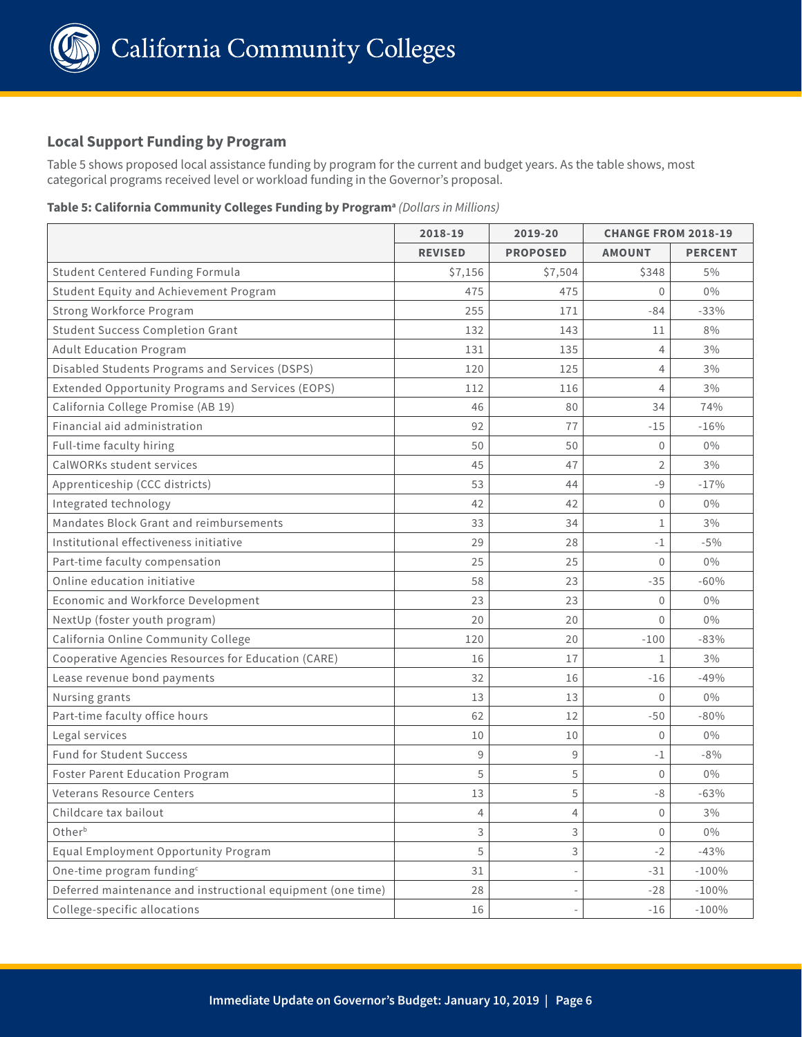## Local Support Funding by Program

Table 5 shows proposed local assistance funding by program for the current and budget years. As the table shows, most categorical programs received level or workload funding in the Governor's proposal.

**Table 5: California Community Colleges Funding by Program[a]** *(Dollars in Millions)*

| | 2018-19 | 2019-20 | CHANGE FROM 2018-19 | |
|---|---|---|---|---|
| | REVISED | PROPOSED | AMOUNT | PERCENT |
| Student Centered Funding Formula | $7,156 | $7,504 | $348 | 5% |
| Student Equity and Achievement Program | 475 | 475 | 0 | 0% |
| Strong Workforce Program | 255 | 171 | -84 | -33% |
| Student Success Completion Grant | 132 | 143 | 11 | 8% |
| Adult Education Program | 131 | 135 | 4 | 3% |
| Disabled Students Programs and Services (DSPS) | 120 | 125 | 4 | 3% |
| Extended Opportunity Programs and Services (EOPS) | 112 | 116 | 4 | 3% |
| California College Promise (AB 19) | 46 | 80 | 34 | 74% |
| Financial aid administration | 92 | 77 | -15 | -16% |
| Full-time faculty hiring | 50 | 50 | 0 | 0% |
| CalWORKs student services | 45 | 47 | 2 | 3% |
| Apprenticeship (CCC districts) | 53 | 44 | -9 | -17% |
| Integrated technology | 42 | 42 | 0 | 0% |
| Mandates Block Grant and reimbursements | 33 | 34 | 1 | 3% |
| Institutional effectiveness initiative | 29 | 28 | -1 | -5% |
| Part-time faculty compensation | 25 | 25 | 0 | 0% |
| Online education initiative | 58 | 23 | -35 | -60% |
| Economic and Workforce Development | 23 | 23 | 0 | 0% |
| NextUp (foster youth program) | 20 | 20 | 0 | 0% |
| California Online Community College | 120 | 20 | -100 | -83% |
| Cooperative Agencies Resources for Education (CARE) | 16 | 17 | 1 | 3% |
| Lease revenue bond payments | 32 | 16 | -16 | -49% |
| Nursing grants | 13 | 13 | 0 | 0% |
| Part-time faculty office hours | 62 | 12 | -50 | -80% |
| Legal services | 10 | 10 | 0 | 0% |
| Fund for Student Success | 9 | 9 | -1 | -8% |
| Foster Parent Education Program | 5 | 5 | 0 | 0% |
| Veterans Resource Centers | 13 | 5 | -8 | -63% |
| Childcare tax bailout | 4 | 4 | 0 | 3% |
| Other[b] | 3 | 3 | 0 | 0% |
| Equal Employment Opportunity Program | 5 | 3 | -2 | -43% |
| One-time program funding[c] | 31 | - | -31 | -100% |
| Deferred maintenance and instructional equipment (one time) | 28 | - | -28 | -100% |
| College-specific allocations | 16 | - | -16 | -100% |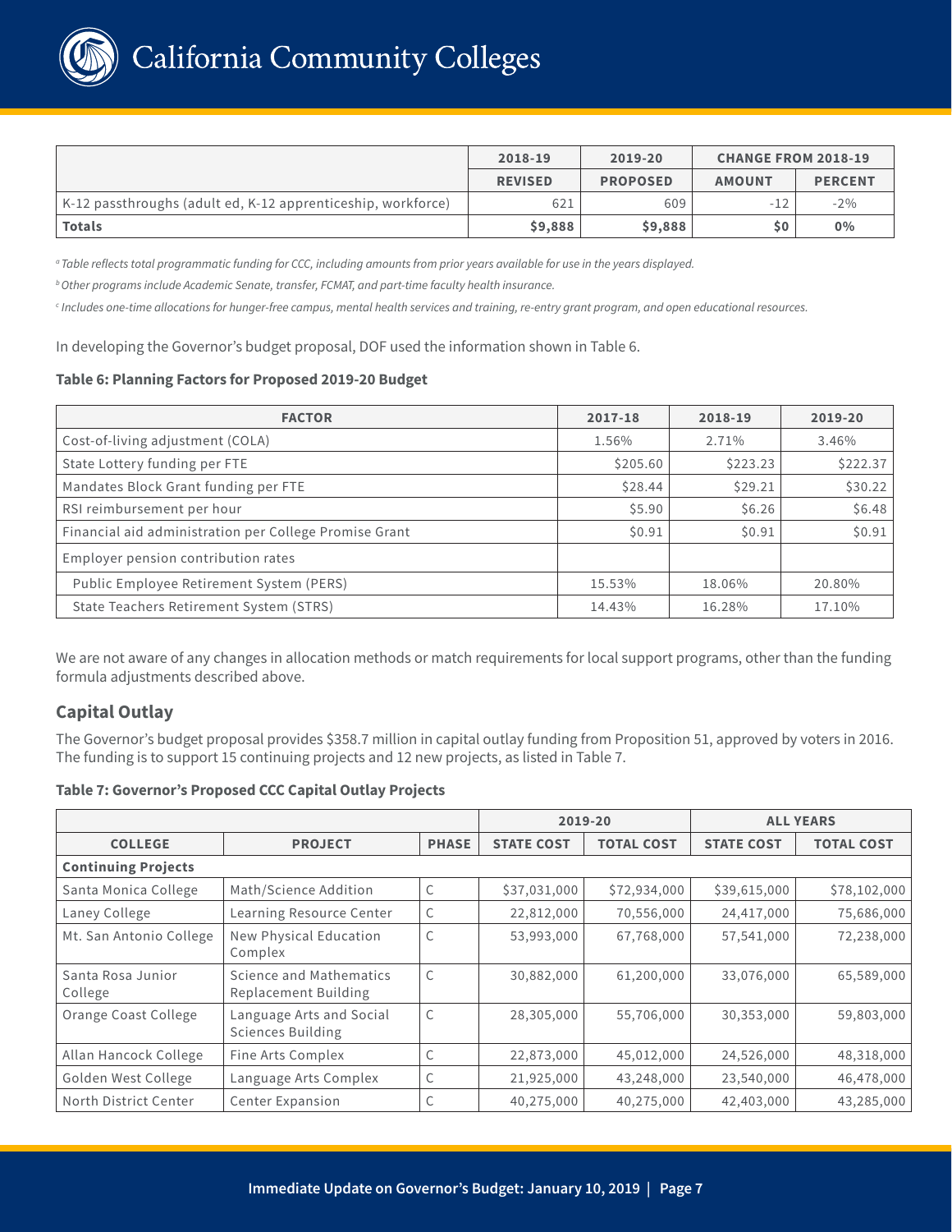| | 2018-19 | 2019-20 | CHANGE FROM 2018-19 | |
|---|---|---|---|---|
| | REVISED | PROPOSED | AMOUNT | PERCENT |
| K-12 passthroughs (adult ed, K-12 apprenticeship, workforce) | 621 | 609 | -12 | -2% |
| **Totals** | **$9,888** | **$9,888** | **$0** | **0%** |

*[a] Table reflects total programmatic funding for CCC, including amounts from prior years available for use in the years displayed.*

*[b] Other programs include Academic Senate, transfer, FCMAT, and part-time faculty health insurance.*

*[c] Includes one-time allocations for hunger-free campus, mental health services and training, re-entry grant program, and open educational resources.*

In developing the Governor's budget proposal, DOF used the information shown in Table 6.

**Table 6: Planning Factors for Proposed 2019-20 Budget**

| FACTOR | 2017-18 | 2018-19 | 2019-20 |
|---|---|---|---|
| Cost-of-living adjustment (COLA) | 1.56% | 2.71% | 3.46% |
| State Lottery funding per FTE | $205.60 | $223.23 | $222.37 |
| Mandates Block Grant funding per FTE | $28.44 | $29.21 | $30.22 |
| RSI reimbursement per hour | $5.90 | $6.26 | $6.48 |
| Financial aid administration per College Promise Grant | $0.91 | $0.91 | $0.91 |
| Employer pension contribution rates | | | |
| Public Employee Retirement System (PERS) | 15.53% | 18.06% | 20.80% |
| State Teachers Retirement System (STRS) | 14.43% | 16.28% | 17.10% |

We are not aware of any changes in allocation methods or match requirements for local support programs, other than the funding formula adjustments described above.

## Capital Outlay

The Governor's budget proposal provides $358.7 million in capital outlay funding from Proposition 51, approved by voters in 2016. The funding is to support 15 continuing projects and 12 new projects, as listed in Table 7.

**Table 7: Governor's Proposed CCC Capital Outlay Projects**

| | | | 2019-20 | | ALL YEARS | |
|---|---|---|---|---|---|---|
| COLLEGE | PROJECT | PHASE | STATE COST | TOTAL COST | STATE COST | TOTAL COST |
| **Continuing Projects** | | | | | | |
| Santa Monica College | Math/Science Addition | C | $37,031,000 | $72,934,000 | $39,615,000 | $78,102,000 |
| Laney College | Learning Resource Center | C | 22,812,000 | 70,556,000 | 24,417,000 | 75,686,000 |
| Mt. San Antonio College | New Physical Education Complex | C | 53,993,000 | 67,768,000 | 57,541,000 | 72,238,000 |
| Santa Rosa Junior College | Science and Mathematics Replacement Building | C | 30,882,000 | 61,200,000 | 33,076,000 | 65,589,000 |
| Orange Coast College | Language Arts and Social Sciences Building | C | 28,305,000 | 55,706,000 | 30,353,000 | 59,803,000 |
| Allan Hancock College | Fine Arts Complex | C | 22,873,000 | 45,012,000 | 24,526,000 | 48,318,000 |
| Golden West College | Language Arts Complex | C | 21,925,000 | 43,248,000 | 23,540,000 | 46,478,000 |
| North District Center | Center Expansion | C | 40,275,000 | 40,275,000 | 42,403,000 | 43,285,000 |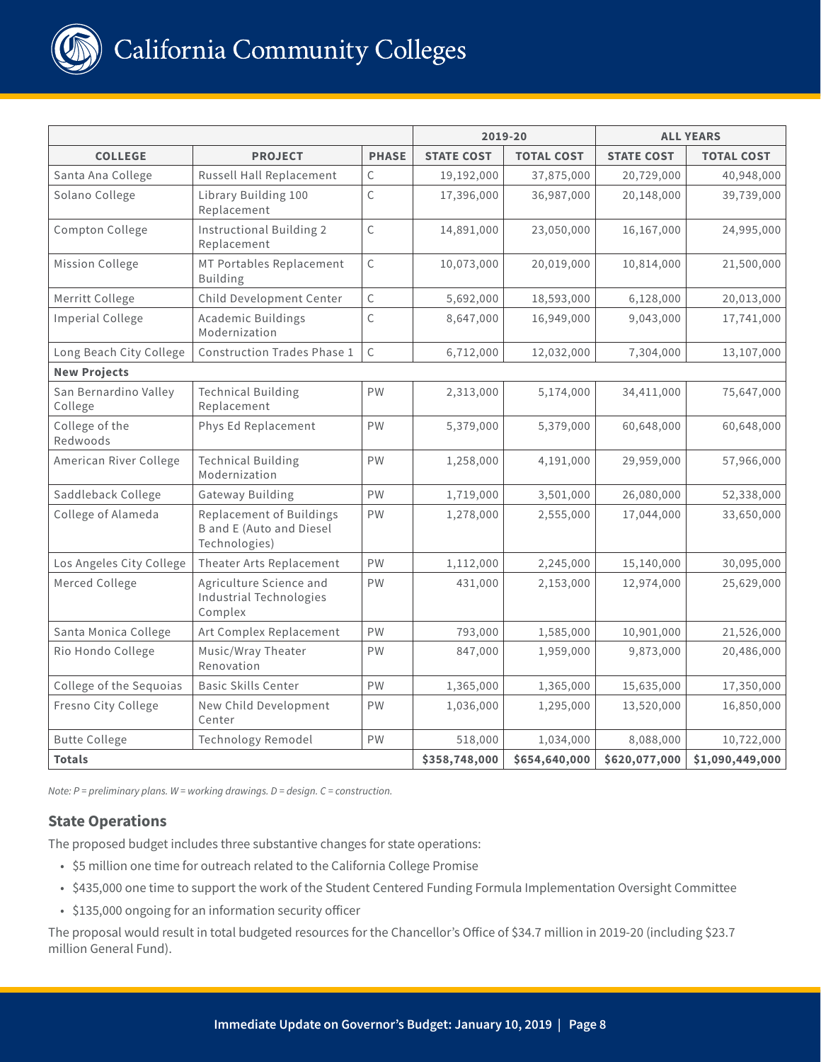| | | | 2019-20 | | ALL YEARS | |
|---|---|---|---|---|---|---|
| **COLLEGE** | **PROJECT** | **PHASE** | **STATE COST** | **TOTAL COST** | **STATE COST** | **TOTAL COST** |
| Santa Ana College | Russell Hall Replacement | C | 19,192,000 | 37,875,000 | 20,729,000 | 40,948,000 |
| Solano College | Library Building 100 Replacement | C | 17,396,000 | 36,987,000 | 20,148,000 | 39,739,000 |
| Compton College | Instructional Building 2 Replacement | C | 14,891,000 | 23,050,000 | 16,167,000 | 24,995,000 |
| Mission College | MT Portables Replacement Building | C | 10,073,000 | 20,019,000 | 10,814,000 | 21,500,000 |
| Merritt College | Child Development Center | C | 5,692,000 | 18,593,000 | 6,128,000 | 20,013,000 |
| Imperial College | Academic Buildings Modernization | C | 8,647,000 | 16,949,000 | 9,043,000 | 17,741,000 |
| Long Beach City College | Construction Trades Phase 1 | C | 6,712,000 | 12,032,000 | 7,304,000 | 13,107,000 |
| **New Projects** | | | | | | |
| San Bernardino Valley College | Technical Building Replacement | PW | 2,313,000 | 5,174,000 | 34,411,000 | 75,647,000 |
| College of the Redwoods | Phys Ed Replacement | PW | 5,379,000 | 5,379,000 | 60,648,000 | 60,648,000 |
| American River College | Technical Building Modernization | PW | 1,258,000 | 4,191,000 | 29,959,000 | 57,966,000 |
| Saddleback College | Gateway Building | PW | 1,719,000 | 3,501,000 | 26,080,000 | 52,338,000 |
| College of Alameda | Replacement of Buildings B and E (Auto and Diesel Technologies) | PW | 1,278,000 | 2,555,000 | 17,044,000 | 33,650,000 |
| Los Angeles City College | Theater Arts Replacement | PW | 1,112,000 | 2,245,000 | 15,140,000 | 30,095,000 |
| Merced College | Agriculture Science and Industrial Technologies Complex | PW | 431,000 | 2,153,000 | 12,974,000 | 25,629,000 |
| Santa Monica College | Art Complex Replacement | PW | 793,000 | 1,585,000 | 10,901,000 | 21,526,000 |
| Rio Hondo College | Music/Wray Theater Renovation | PW | 847,000 | 1,959,000 | 9,873,000 | 20,486,000 |
| College of the Sequoias | Basic Skills Center | PW | 1,365,000 | 1,365,000 | 15,635,000 | 17,350,000 |
| Fresno City College | New Child Development Center | PW | 1,036,000 | 1,295,000 | 13,520,000 | 16,850,000 |
| Butte College | Technology Remodel | PW | 518,000 | 1,034,000 | 8,088,000 | 10,722,000 |
| **Totals** | | | **$358,748,000** | **$654,640,000** | **$620,077,000** | **$1,090,449,000** |

*Note: P = preliminary plans. W = working drawings. D = design. C = construction.*

## State Operations

The proposed budget includes three substantive changes for state operations:

- $5 million one time for outreach related to the California College Promise
- $435,000 one time to support the work of the Student Centered Funding Formula Implementation Oversight Committee
- $135,000 ongoing for an information security officer

The proposal would result in total budgeted resources for the Chancellor's Office of $34.7 million in 2019-20 (including $23.7 million General Fund).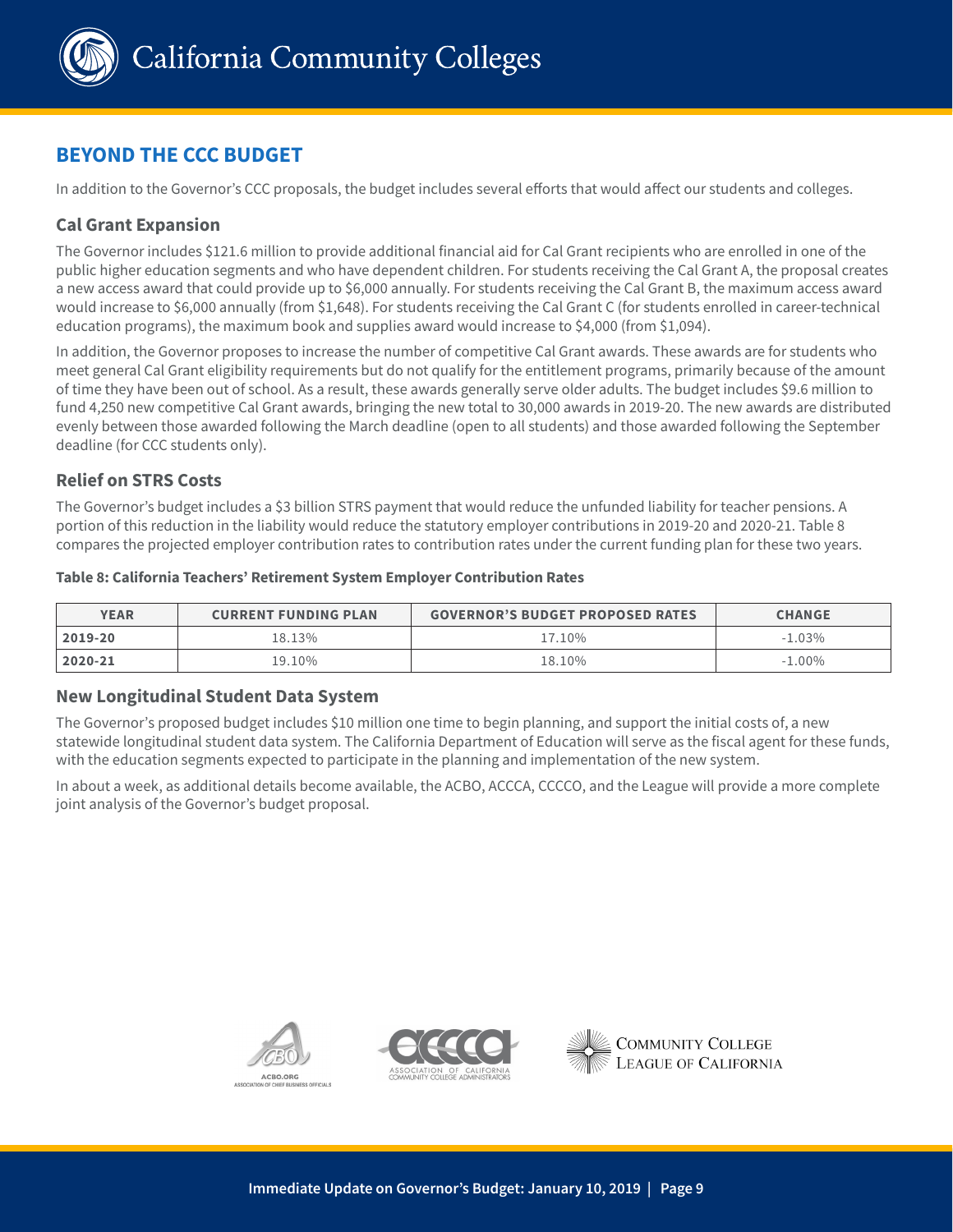## BEYOND THE CCC BUDGET

In addition to the Governor's CCC proposals, the budget includes several efforts that would affect our students and colleges.

### Cal Grant Expansion

The Governor includes $121.6 million to provide additional financial aid for Cal Grant recipients who are enrolled in one of the public higher education segments and who have dependent children. For students receiving the Cal Grant A, the proposal creates a new access award that could provide up to $6,000 annually. For students receiving the Cal Grant B, the maximum access award would increase to $6,000 annually (from $1,648). For students receiving the Cal Grant C (for students enrolled in career-technical education programs), the maximum book and supplies award would increase to $4,000 (from $1,094).

In addition, the Governor proposes to increase the number of competitive Cal Grant awards. These awards are for students who meet general Cal Grant eligibility requirements but do not qualify for the entitlement programs, primarily because of the amount of time they have been out of school. As a result, these awards generally serve older adults. The budget includes $9.6 million to fund 4,250 new competitive Cal Grant awards, bringing the new total to 30,000 awards in 2019-20. The new awards are distributed evenly between those awarded following the March deadline (open to all students) and those awarded following the September deadline (for CCC students only).

### Relief on STRS Costs

The Governor's budget includes a $3 billion STRS payment that would reduce the unfunded liability for teacher pensions. A portion of this reduction in the liability would reduce the statutory employer contributions in 2019-20 and 2020-21. Table 8 compares the projected employer contribution rates to contribution rates under the current funding plan for these two years.

**Table 8: California Teachers' Retirement System Employer Contribution Rates**

| YEAR | CURRENT FUNDING PLAN | GOVERNOR'S BUDGET PROPOSED RATES | CHANGE |
|---|---|---|---|
| 2019-20 | 18.13% | 17.10% | -1.03% |
| 2020-21 | 19.10% | 18.10% | -1.00% |

### New Longitudinal Student Data System

The Governor's proposed budget includes $10 million one time to begin planning, and support the initial costs of, a new statewide longitudinal student data system. The California Department of Education will serve as the fiscal agent for these funds, with the education segments expected to participate in the planning and implementation of the new system.

In about a week, as additional details become available, the ACBO, ACCCA, CCCCO, and the League will provide a more complete joint analysis of the Governor's budget proposal.

ACBO.ORG
ASSOCIATION OF CHIEF BUSINESS OFFICIALS

ACCCA
ASSOCIATION OF CALIFORNIA COMMUNITY COLLEGE ADMINISTRATORS

COMMUNITY COLLEGE LEAGUE OF CALIFORNIA